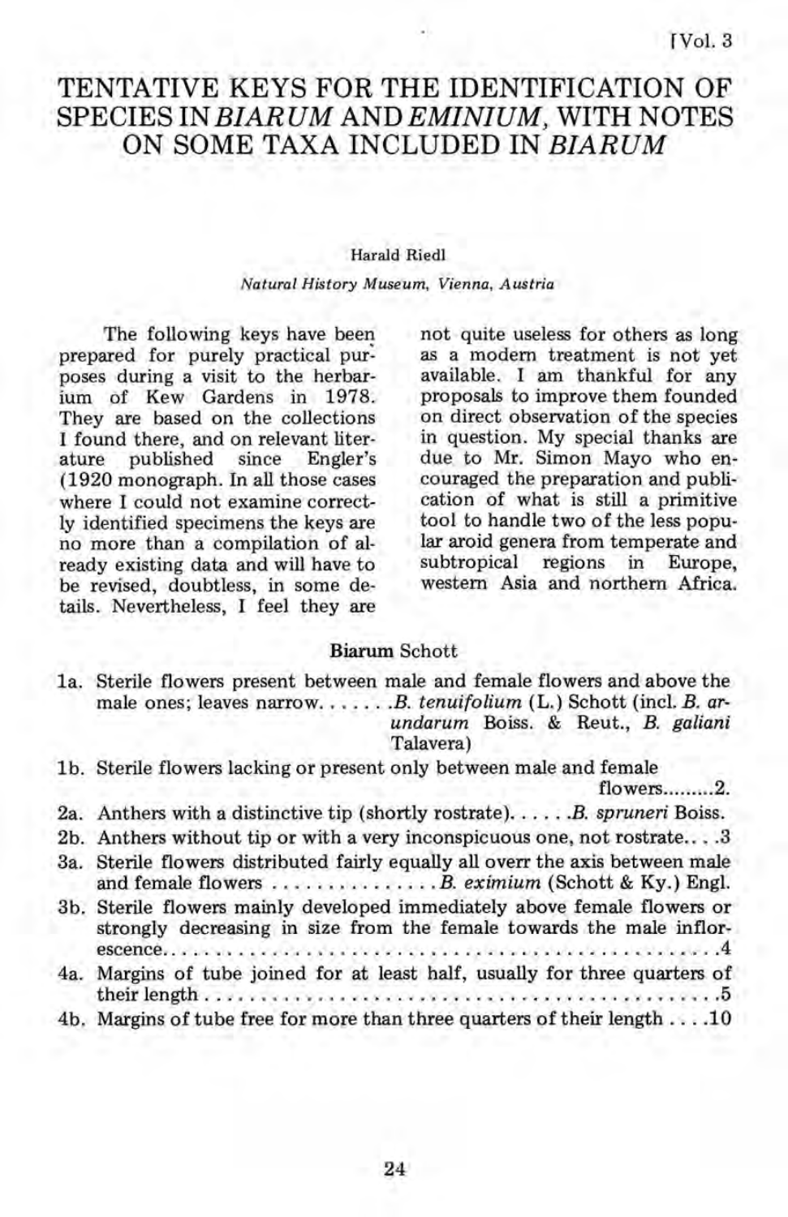# TENTATIVE KEYS FOR THE IDENTIFICATION OF SPECIES IN *BIARUM* AND *EMINIUM*, WITH NOTES ON SOME TAXA INCLUDED IN *BIARUM*

Harald Riedl

*Natural History Museum, Vienna, Austria*

The following keys have been prepared for purely practical purposes during a visit to the herbarium of Kew Gardens in 1978. They are based on the collections I found there, and on relevant literature published since Engler's (1920 monograph. In all those cases where I could not examine correctly identified specimens the keys are no more than a compilation of already existing data and will have to be revised, doubtless, in some details. Nevertheless, I feel they are not quite useless for others as long as a modern treatment is not yet available. I am thankful for any proposals to improve them founded on direct observation of the species in question. My special thanks are due to Mr. Simon Mayo who encouraged the preparation and publication of what is still a primitive tool to handle two of the less popular aroid genera from temperate and subtropical regions in Europe, western Asia and northern Africa.

## Biarum Schott

1a. Sterile flowers present between male and female flowers and above the male ones; leaves narrow....... *B. tenuifolium* (L.) Schott (incl. *B. arundarum* Boiss. & Reut., *B. galiani* Talavera)

1b. Sterile flowers lacking or present only between male and female flowers.........2.

2a. Anthers with a distinctive tip (shortly rostrate)...... *B. spruneri* Boiss.

2b. Anthers without tip or with a very inconspicuous one, not rostrate....3

3a. Sterile flowers distributed fairly equally all overr the axis between male and female flowers ................ *B. eximium* (Schott & Ky.) Engl.

3b. Sterile flowers mainly developed immediately above female flowers or strongly decreasing in size from the female towards the male inflorescence.........................................................4

4a. Margins of tube joined for at least half, usually for three quarters of their length ....................................................5

4b. Margins of tube free for more than three quarters of their length ....10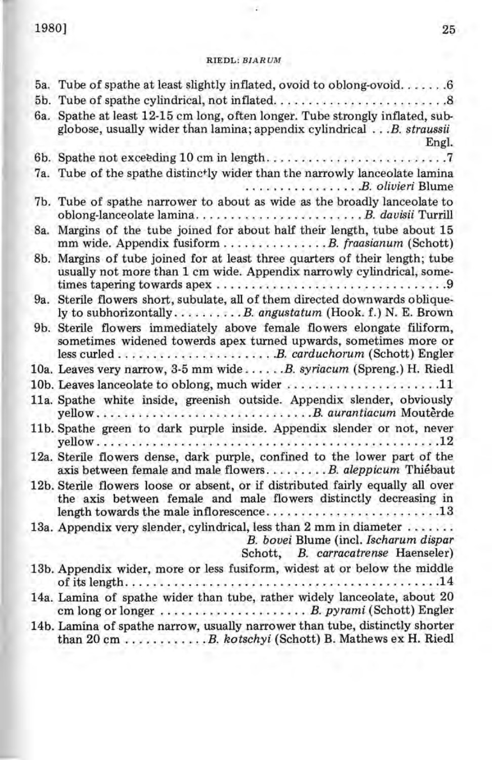5a. Tube of spathe at least slightly inflated, ovoid to oblong-ovoid. . . . . . .6

5b. Tube of spathe cylindrical, not inflated. . . . . . . . . . . . . . . . . . . . . . . . .8

6a. Spathe at least 12-15 cm long, often longer. Tube strongly inflated, subglobose, usually wider than lamina; appendix cylindrical . . . *B. straussii* Engl.

6b. Spathe not exceeding 10 cm in length. . . . . . . . . . . . . . . . . . . . . . . . . .7

7a. Tube of the spathe distinctly wider than the narrowly lanceolate lamina . . . . . . . . . . . . . . . . *B. olivieri* Blume

7b. Tube of spathe narrower to about as wide as the broadly lanceolate to oblong-lanceolate lamina. . . . . . . . . . . . . . . . . . . . . . . . *B. davisii* Turrill

8a. Margins of the tube joined for about half their length, tube about 15 mm wide. Appendix fusiform . . . . . . . . . . . . . . . *B. fraasianum* (Schott)

8b. Margins of tube joined for at least three quarters of their length; tube usually not more than 1 cm wide. Appendix narrowly cylindrical, sometimes tapering towards apex . . . . . . . . . . . . . . . . . . . . . . . . . . . . . . . .9

9a. Sterile flowers short, subulate, all of them directed downwards obliquely to subhorizontally. . . . . . . . . . *B. angustatum* (Hook. f.) N. E. Brown

9b. Sterile flowers immediately above female flowers elongate filiform, sometimes widened towerds apex turned upwards, sometimes more or less curled . . . . . . . . . . . . . . . . . . . . . . *B. carduchorum* (Schott) Engler

10a. Leaves very narrow, 3-5 mm wide . . . . . . *B. syriacum* (Spreng.) H. Riedl

10b. Leaves lanceolate to oblong, much wider . . . . . . . . . . . . . . . . . . . . . .11

11a. Spathe white inside, greenish outside. Appendix slender, obviously yellow. . . . . . . . . . . . . . . . . . . . . . . . . . . . . . *B. aurantiacum* Moutèrde

11b. Spathe green to dark purple inside. Appendix slender or not, never yellow. . . . . . . . . . . . . . . . . . . . . . . . . . . . . . . . . . . . . . . . . . . . . . . .12

12a. Sterile flowers dense, dark purple, confined to the lower part of the axis between female and male flowers. . . . . . . . . *B. aleppicum* Thiébaut

12b. Sterile flowers loose or absent, or if distributed fairly equally all over the axis between female and male flowers distinctly decreasing in length towards the male inflorescence. . . . . . . . . . . . . . . . . . . . . . . .13

13a. Appendix very slender, cylindrical, less than 2 mm in diameter . . . . . . . *B. bovei* Blume (incl. *Ischarum dispar* Schott, *B. carracatrense* Haenseler)

13b. Appendix wider, more or less fusiform, widest at or below the middle of its length. . . . . . . . . . . . . . . . . . . . . . . . . . . . . . . . . . . . . . . . . . . . .14

14a. Lamina of spathe wider than tube, rather widely lanceolate, about 20 cm long or longer . . . . . . . . . . . . . . . . . . . . *B. pyrami* (Schott) Engler

14b. Lamina of spathe narrow, usually narrower than tube, distinctly shorter than 20 cm . . . . . . . . . . . *B. kotschyi* (Schott) B. Mathews ex H. Riedl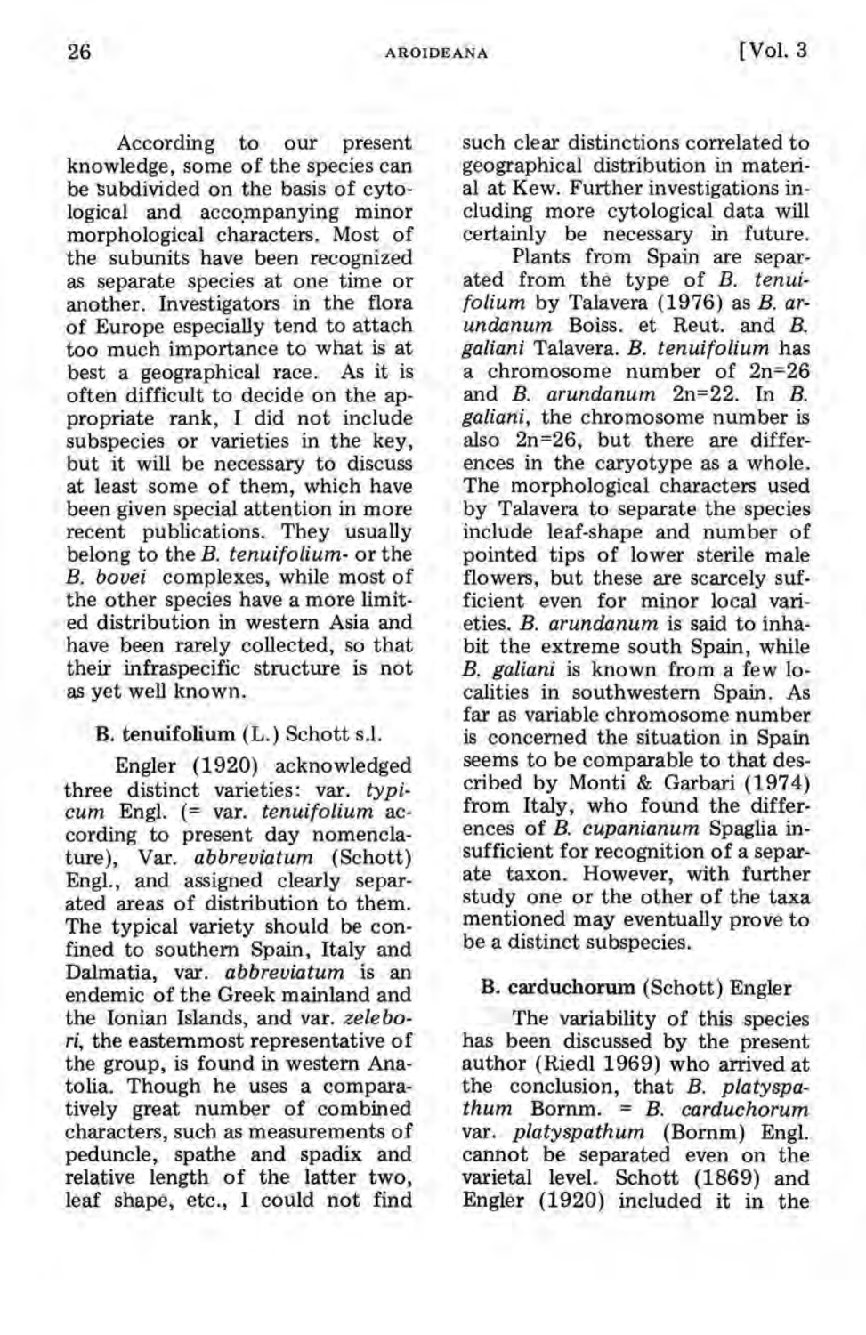According to our present knowledge, some of the species can be subdivided on the basis of cytological and accompanying minor morphological characters. Most of the subunits have been recognized as separate species at one time or another. Investigators in the flora of Europe especially tend to attach too much importance to what is at best a geographical race. As it is often difficult to decide on the appropriate rank, I did not include subspecies or varieties in the key, but it will be necessary to discuss at least some of them, which have been given special attention in more recent publications. They usually belong to the *B. tenuifolium*- or the *B. bovei* complexes, while most of the other species have a more limited distribution in western Asia and have been rarely collected, so that their infraspecific structure is not as yet well known.

**B. tenuifolium** (L.) Schott s.l.

Engler (1920) acknowledged three distinct varieties: var. *typicum* Engl. (= var. *tenuifolium* according to present day nomenclature), Var. *abbreviatum* (Schott) Engl., and assigned clearly separated areas of distribution to them. The typical variety should be confined to southern Spain, Italy and Dalmatia, var. *abbreviatum* is an endemic of the Greek mainland and the Ionian Islands, and var. *zelebori*, the easternmost representative of the group, is found in western Anatolia. Though he uses a comparatively great number of combined characters, such as measurements of peduncle, spathe and spadix and relative length of the latter two, leaf shape, etc., I could not find such clear distinctions correlated to geographical distribution in material at Kew. Further investigations including more cytological data will certainly be necessary in future.

Plants from Spain are separated from the type of *B. tenuifolium* by Talavera (1976) as *B. arundanum* Boiss. et Reut. and *B. galiani* Talavera. *B. tenuifolium* has a chromosome number of 2n=26 and *B. arundanum* 2n=22. In *B. galiani*, the chromosome number is also 2n=26, but there are differences in the caryotype as a whole. The morphological characters used by Talavera to separate the species include leaf-shape and number of pointed tips of lower sterile male flowers, but these are scarcely sufficient even for minor local varieties. *B. arundanum* is said to inhabit the extreme south Spain, while *B. galiani* is known from a few localities in southwestern Spain. As far as variable chromosome number is concerned the situation in Spain seems to be comparable to that described by Monti & Garbari (1974) from Italy, who found the differences of *B. cupanianum* Spaglia insufficient for recognition of a separate taxon. However, with further study one or the other of the taxa mentioned may eventually prove to be a distinct subspecies.

**B. carduchorum** (Schott) Engler

The variability of this species has been discussed by the present author (Riedl 1969) who arrived at the conclusion, that *B. platyspathum* Bornm. = *B. carduchorum* var. *platyspathum* (Bornm) Engl. cannot be separated even on the varietal level. Schott (1869) and Engler (1920) included it in the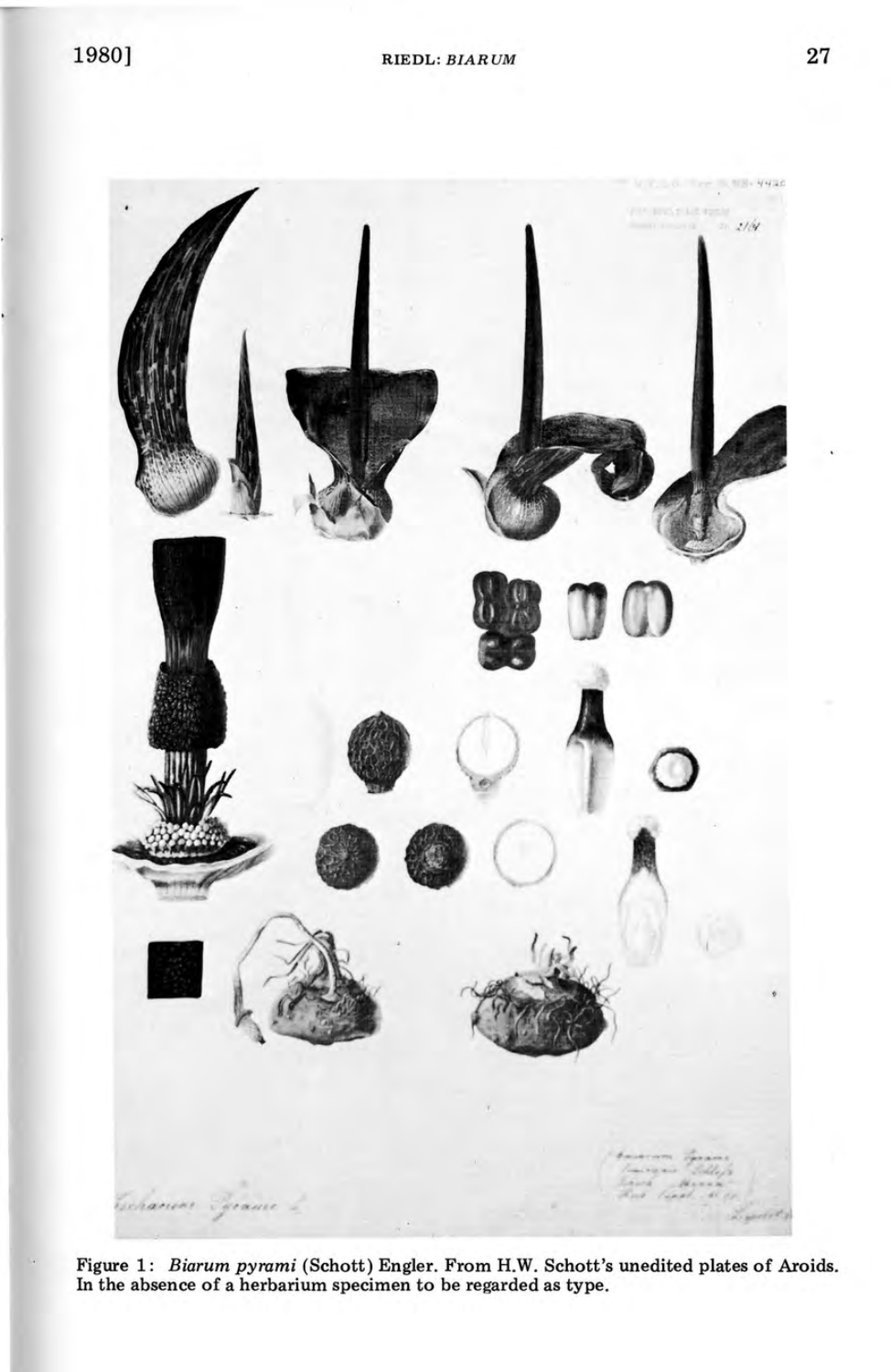Figure 1: *Biarum pyrami* (Schott) Engler. From H.W. Schott's unedited plates of Aroids. In the absence of a herbarium specimen to be regarded as type.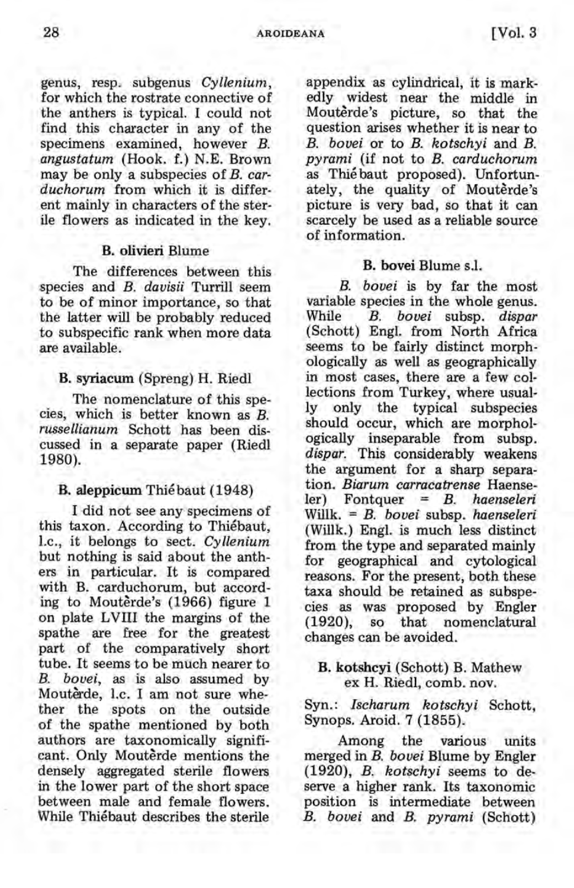genus, resp. subgenus *Cyllenium*, for which the rostrate connective of the anthers is typical. I could not find this character in any of the specimens examined, however *B. angustatum* (Hook. f.) N.E. Brown may be only a subspecies of *B. carduchorum* from which it is different mainly in characters of the sterile flowers as indicated in the key.

### B. olivieri Blume

The differences between this species and *B. davisii* Turrill seem to be of minor importance, so that the latter will be probably reduced to subspecific rank when more data are available.

### B. syriacum (Spreng) H. Riedl

The nomenclature of this species, which is better known as *B. russellianum* Schott has been discussed in a separate paper (Riedl 1980).

### B. aleppicum Thiébaut (1948)

I did not see any specimens of this taxon. According to Thiébaut, l.c., it belongs to sect. *Cyllenium* but nothing is said about the anthers in particular. It is compared with B. carduchorum, but according to Moutèrde's (1966) figure 1 on plate LVIII the margins of the spathe are free for the greatest part of the comparatively short tube. It seems to be much nearer to *B. bovei*, as is also assumed by Moutèrde, l.c. I am not sure whether the spots on the outside of the spathe mentioned by both authors are taxonomically significant. Only Moutèrde mentions the densely aggregated sterile flowers in the lower part of the short space between male and female flowers. While Thiébaut describes the sterile appendix as cylindrical, it is markedly widest near the middle in Moutèrde's picture, so that the question arises whether it is near to *B. bovei* or to *B. kotschyi* and *B. pyrami* (if not to *B. carduchorum* as Thiébaut proposed). Unfortunately, the quality of Moutèrde's picture is very bad, so that it can scarcely be used as a reliable source of information.

### B. bovei Blume s.l.

*B. bovei* is by far the most variable species in the whole genus. While *B. bovei* subsp. *dispar* (Schott) Engl. from North Africa seems to be fairly distinct morphologically as well as geographically in most cases, there are a few collections from Turkey, where usually only the typical subspecies should occur, which are morphologically inseparable from subsp. *dispar*. This considerably weakens the argument for a sharp separation. *Biarum carracatrense* Haenseler) Fontquer = *B. haenseleri* Willk. = *B. bovei* subsp. *haenseleri* (Willk.) Engl. is much less distinct from the type and separated mainly for geographical and cytological reasons. For the present, both these taxa should be retained as subspecies as was proposed by Engler (1920), so that nomenclatural changes can be avoided.

### B. kotshcyi (Schott) B. Mathew ex H. Riedl, comb. nov.

Syn.: *Ischarum kotschyi* Schott, Synops. Aroid. 7 (1855).

Among the various units merged in *B. bovei* Blume by Engler (1920), *B. kotschyi* seems to deserve a higher rank. Its taxonomic position is intermediate between *B. bovei* and *B. pyrami* (Schott)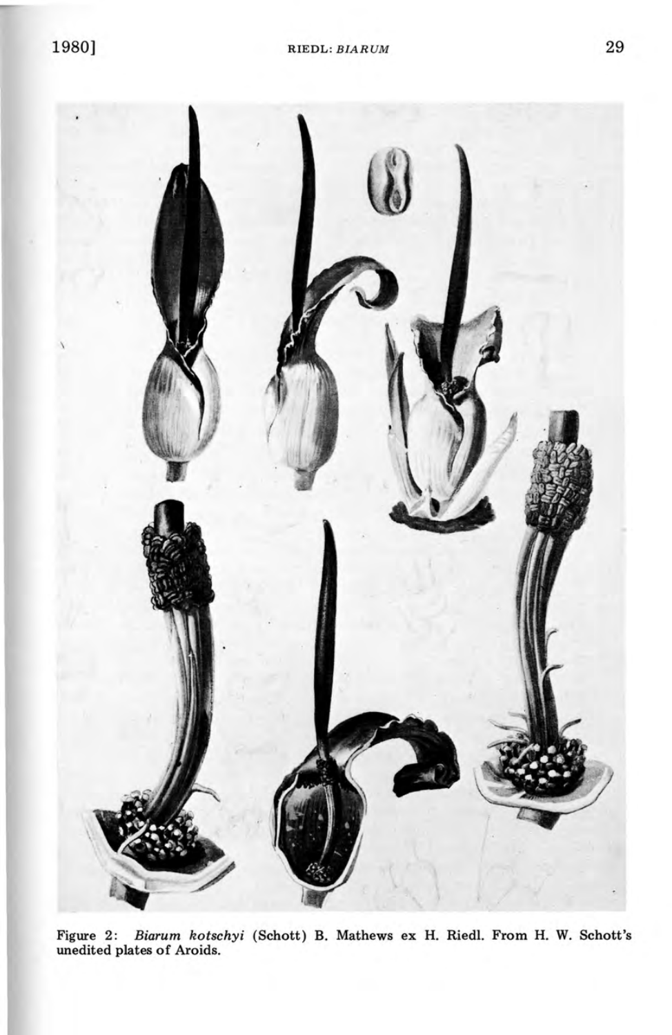Figure 2: *Biarum kotschyi* (Schott) B. Mathews ex H. Riedl. From H. W. Schott's unedited plates of Aroids.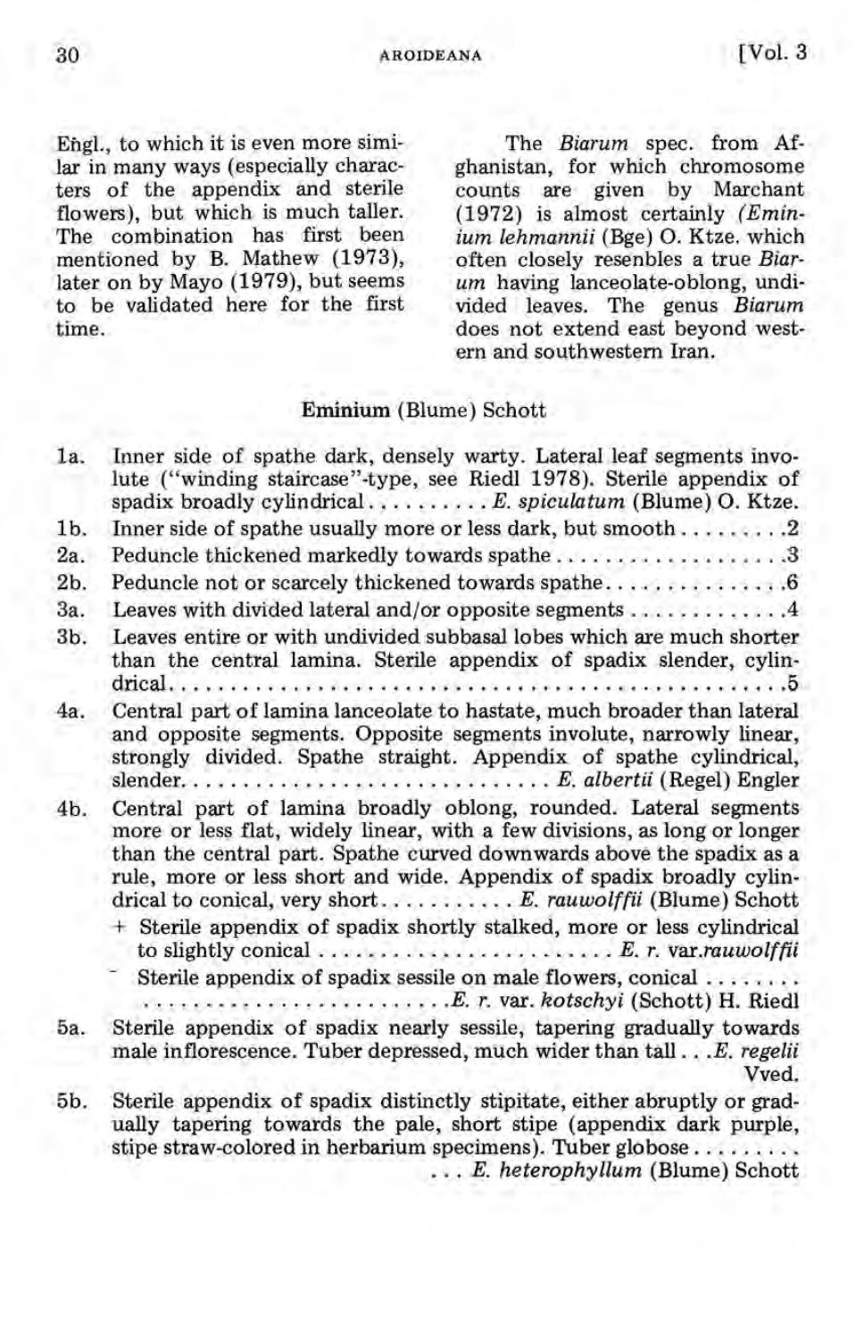Engl., to which it is even more similar in many ways (especially characters of the appendix and sterile flowers), but which is much taller. The combination has first been mentioned by B. Mathew (1973), later on by Mayo (1979), but seems to be validated here for the first time.

The *Biarum* spec. from Afghanistan, for which chromosome counts are given by Marchant (1972) is almost certainly *(Eminium lehmannii* (Bge) O. Ktze. which often closely resenbles a true *Biarum* having lanceolate-oblong, undivided leaves. The genus *Biarum* does not extend east beyond western and southwestern Iran.

**Eminium** (Blume) Schott

1a. Inner side of spathe dark, densely warty. Lateral leaf segments involute ("winding staircase"-type, see Riedl 1978). Sterile appendix of spadix broadly cylindrical . . . . . . . . . . *E. spiculatum* (Blume) O. Ktze.

1b. Inner side of spathe usually more or less dark, but smooth . . . . . . . . . 2

2a. Peduncle thickened markedly towards spathe . . . . . . . . . . . . . . . . . . . 3

2b. Peduncle not or scarcely thickened towards spathe . . . . . . . . . . . . . . . 6

3a. Leaves with divided lateral and/or opposite segments . . . . . . . . . . . . . 4

3b. Leaves entire or with undivided subbasal lobes which are much shorter than the central lamina. Sterile appendix of spadix slender, cylindrical . . . . . . . . . . . . . . . . . . . . . . . . . . . . . . . . . . . . . . . . . . . . . . 5

4a. Central part of lamina lanceolate to hastate, much broader than lateral and opposite segments. Opposite segments involute, narrowly linear, strongly divided. Spathe straight. Appendix of spathe cylindrical, slender . . . . . . . . . . . . . . . . . . . . . . . . . . . . . *E. albertii* (Regel) Engler

4b. Central part of lamina broadly oblong, rounded. Lateral segments more or less flat, widely linear, with a few divisions, as long or longer than the central part. Spathe curved downwards above the spadix as a rule, more or less short and wide. Appendix of spadix broadly cylindrical to conical, very short . . . . . . . . . . . *E. rauwolffii* (Blume) Schott

+ Sterile appendix of spadix shortly stalked, more or less cylindrical to slightly conical . . . . . . . . . . . . . . . . . . . . . . . *E. r.* var. *rauwolffii*

- Sterile appendix of spadix sessile on male flowers, conical . . . . . . . . . . . . . . . . . . . . . . . . . . . . . . . . *E. r.* var. *kotschyi* (Schott) H. Riedl

5a. Sterile appendix of spadix nearly sessile, tapering gradually towards male inflorescence. Tuber depressed, much wider than tall . . . *E. regelii* Vved.

5b. Sterile appendix of spadix distinctly stipitate, either abruptly or gradually tapering towards the pale, short stipe (appendix dark purple, stipe straw-colored in herbarium specimens). Tuber globose . . . . . . . . . . . *E. heterophyllum* (Blume) Schott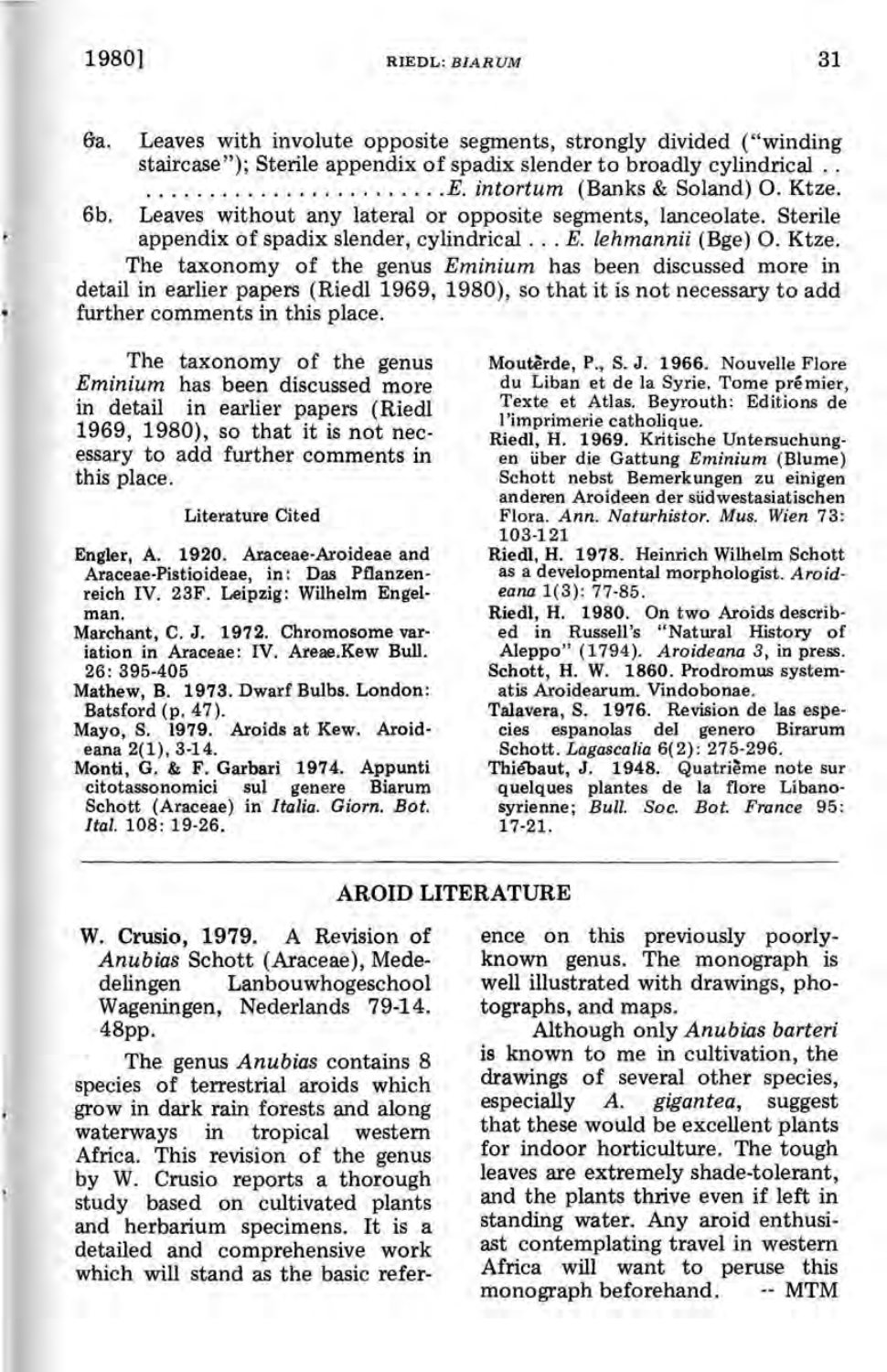6a. Leaves with involute opposite segments, strongly divided ("winding staircase"); Sterile appendix of spadix slender to broadly cylindrical . . . . . . . . . . . . . . . . . . . . . . . . . . . . . *E. intortum* (Banks & Soland) O. Ktze.

6b. Leaves without any lateral or opposite segments, lanceolate. Sterile appendix of spadix slender, cylindrical . . . *E. lehmannii* (Bge) O. Ktze.

The taxonomy of the genus *Eminium* has been discussed more in detail in earlier papers (Riedl 1969, 1980), so that it is not necessary to add further comments in this place.

The taxonomy of the genus *Eminium* has been discussed more in detail in earlier papers (Riedl 1969, 1980), so that it is not necessary to add further comments in this place.

### Literature Cited

Engler, A. 1920. Araceae-Aroideae and Araceae-Pistioideae, in: Das Pflanzenreich IV. 23F. Leipzig: Wilhelm Engelman.

Marchant, C. J. 1972. Chromosome variation in Araceae: IV. Areae.Kew Bull. 26: 395-405

Mathew, B. 1973. Dwarf Bulbs. London: Batsford (p. 47).

Mayo, S. 1979. Aroids at Kew. Aroideana 2(1), 3-14.

Monti, G. & F. Garbari 1974. Appunti citotassonomici sul genere Biarum Schott (Araceae) in *Italia. Giorn. Bot. Ital.* 108: 19-26.

Moutèrde, P., S. J. 1966. Nouvelle Flore du Liban et de la Syrie. Tome prèmier, Texte et Atlas. Beyrouth: Editions de l'imprimerie catholique.

Riedl, H. 1969. Kritische Untersuchungen über die Gattung *Eminium* (Blume) Schott nebst Bemerkungen zu einigen anderen Aroideen der südwestasiatischen Flora. *Ann. Naturhistor. Mus. Wien* 73: 103-121

Riedl, H. 1978. Heinrich Wilhelm Schott as a developmental morphologist. *Aroideana* 1(3): 77-85.

Riedl, H. 1980. On two Aroids described in Russell's "Natural History of Aleppo" (1794). *Aroideana 3*, in press.

Schott, H. W. 1860. Prodromus systematis Aroidearum. Vindobonae.

Talavera, S. 1976. Revision de las especies espanolas del genero Birarum Schott. *Lagascalia* 6(2): 275-296.

Thiébaut, J. 1948. Quatrième note sur quelques plantes de la flore Libanosyrienne; *Bull. Soc. Bot. France* 95: 17-21.

---

## AROID LITERATURE

**W. Crusio, 1979.** A Revision of *Anubias* Schott (Araceae), Mededelingen Lanbouwhogeschool Wageningen, Nederlands 79-14. 48pp.

The genus *Anubias* contains 8 species of terrestrial aroids which grow in dark rain forests and along waterways in tropical western Africa. This revision of the genus by W. Crusio reports a thorough study based on cultivated plants and herbarium specimens. It is a detailed and comprehensive work which will stand as the basic reference on this previously poorly-known genus. The monograph is well illustrated with drawings, photographs, and maps.

Although only *Anubias barteri* is known to me in cultivation, the drawings of several other species, especially *A. gigantea*, suggest that these would be excellent plants for indoor horticulture. The tough leaves are extremely shade-tolerant, and the plants thrive even if left in standing water. Any aroid enthusiast contemplating travel in western Africa will want to peruse this monograph beforehand. -- MTM